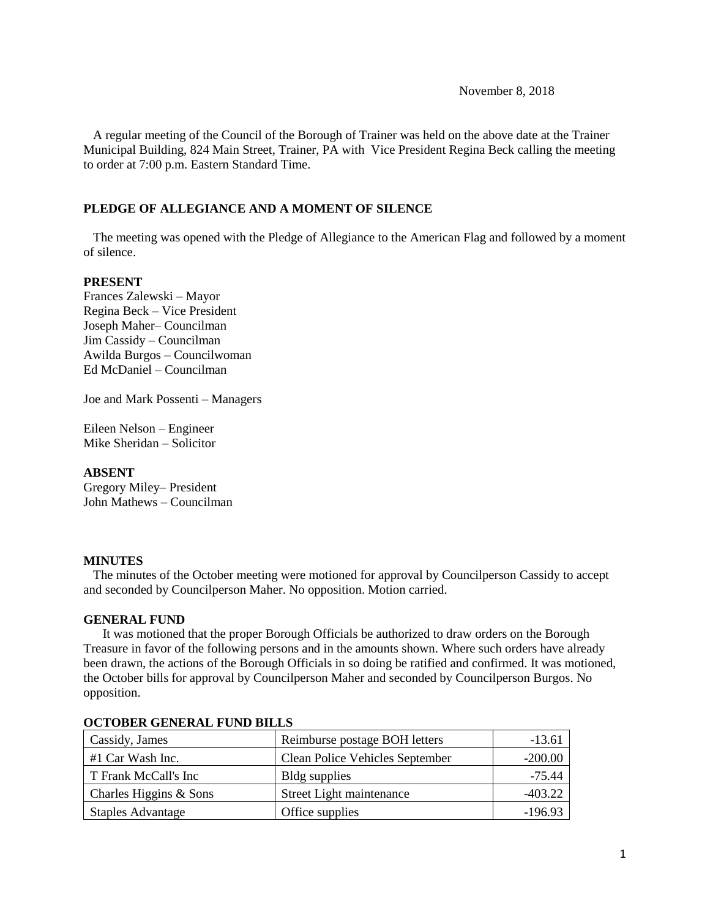November 8, 2018

A regular meeting of the Council of the Borough of Trainer was held on the above date at the Trainer Municipal Building, 824 Main Street, Trainer, PA with Vice President Regina Beck calling the meeting to order at 7:00 p.m. Eastern Standard Time.

**PLEDGE OF ALLEGIANCE AND A MOMENT OF SILENCE**

The meeting was opened with the Pledge of Allegiance to the American Flag and followed by a moment of silence.

**PRESENT**

Frances Zalewski – Mayor
Regina Beck – Vice President
Joseph Maher– Councilman
Jim Cassidy – Councilman
Awilda Burgos – Councilwoman
Ed McDaniel – Councilman

Joe and Mark Possenti – Managers

Eileen Nelson – Engineer
Mike Sheridan – Solicitor

**ABSENT**

Gregory Miley– President
John Mathews – Councilman

**MINUTES**

The minutes of the October meeting were motioned for approval by Councilperson Cassidy to accept and seconded by Councilperson Maher. No opposition. Motion carried.

**GENERAL FUND**

It was motioned that the proper Borough Officials be authorized to draw orders on the Borough Treasure in favor of the following persons and in the amounts shown. Where such orders have already been drawn, the actions of the Borough Officials in so doing be ratified and confirmed. It was motioned, the October bills for approval by Councilperson Maher and seconded by Councilperson Burgos. No opposition.

**OCTOBER GENERAL FUND BILLS**

| | | |
|---|---|---|
| Cassidy, James | Reimburse postage BOH letters | -13.61 |
| #1 Car Wash Inc. | Clean Police Vehicles September | -200.00 |
| T Frank McCall's Inc | Bldg supplies | -75.44 |
| Charles Higgins & Sons | Street Light maintenance | -403.22 |
| Staples Advantage | Office supplies | -196.93 |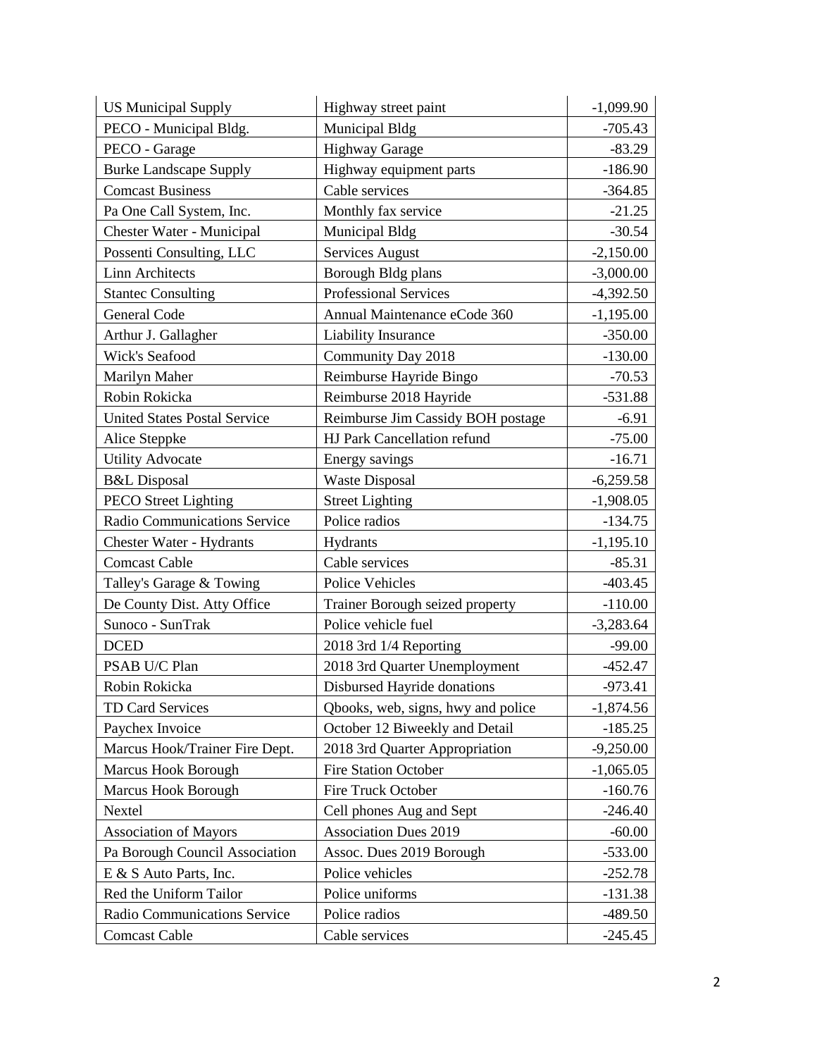| | | |
|---|---|---|
| US Municipal Supply | Highway street paint | -1,099.90 |
| PECO - Municipal Bldg. | Municipal Bldg | -705.43 |
| PECO - Garage | Highway Garage | -83.29 |
| Burke Landscape Supply | Highway equipment parts | -186.90 |
| Comcast Business | Cable services | -364.85 |
| Pa One Call System, Inc. | Monthly fax service | -21.25 |
| Chester Water - Municipal | Municipal Bldg | -30.54 |
| Possenti Consulting, LLC | Services August | -2,150.00 |
| Linn Architects | Borough Bldg plans | -3,000.00 |
| Stantec Consulting | Professional Services | -4,392.50 |
| General Code | Annual Maintenance eCode 360 | -1,195.00 |
| Arthur J. Gallagher | Liability Insurance | -350.00 |
| Wick's Seafood | Community Day 2018 | -130.00 |
| Marilyn Maher | Reimburse Hayride Bingo | -70.53 |
| Robin Rokicka | Reimburse 2018 Hayride | -531.88 |
| United States Postal Service | Reimburse Jim Cassidy BOH postage | -6.91 |
| Alice Steppke | HJ Park Cancellation refund | -75.00 |
| Utility Advocate | Energy savings | -16.71 |
| B&L Disposal | Waste Disposal | -6,259.58 |
| PECO Street Lighting | Street Lighting | -1,908.05 |
| Radio Communications Service | Police radios | -134.75 |
| Chester Water - Hydrants | Hydrants | -1,195.10 |
| Comcast Cable | Cable services | -85.31 |
| Talley's Garage & Towing | Police Vehicles | -403.45 |
| De County Dist. Atty Office | Trainer Borough seized property | -110.00 |
| Sunoco - SunTrak | Police vehicle fuel | -3,283.64 |
| DCED | 2018 3rd 1/4 Reporting | -99.00 |
| PSAB U/C Plan | 2018 3rd Quarter Unemployment | -452.47 |
| Robin Rokicka | Disbursed Hayride donations | -973.41 |
| TD Card Services | Qbooks, web, signs, hwy and police | -1,874.56 |
| Paychex Invoice | October 12 Biweekly and Detail | -185.25 |
| Marcus Hook/Trainer Fire Dept. | 2018 3rd Quarter Appropriation | -9,250.00 |
| Marcus Hook Borough | Fire Station October | -1,065.05 |
| Marcus Hook Borough | Fire Truck October | -160.76 |
| Nextel | Cell phones Aug and Sept | -246.40 |
| Association of Mayors | Association Dues 2019 | -60.00 |
| Pa Borough Council Association | Assoc. Dues 2019 Borough | -533.00 |
| E & S Auto Parts, Inc. | Police vehicles | -252.78 |
| Red the Uniform Tailor | Police uniforms | -131.38 |
| Radio Communications Service | Police radios | -489.50 |
| Comcast Cable | Cable services | -245.45 |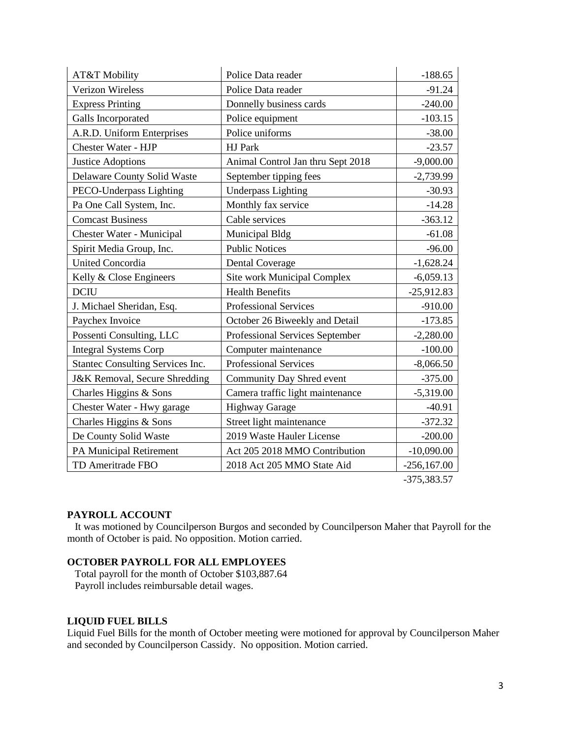| AT&T Mobility | Police Data reader | -188.65 |
|---|---|---|
| Verizon Wireless | Police Data reader | -91.24 |
| Express Printing | Donnelly business cards | -240.00 |
| Galls Incorporated | Police equipment | -103.15 |
| A.R.D. Uniform Enterprises | Police uniforms | -38.00 |
| Chester Water - HJP | HJ Park | -23.57 |
| Justice Adoptions | Animal Control Jan thru Sept 2018 | -9,000.00 |
| Delaware County Solid Waste | September tipping fees | -2,739.99 |
| PECO-Underpass Lighting | Underpass Lighting | -30.93 |
| Pa One Call System, Inc. | Monthly fax service | -14.28 |
| Comcast Business | Cable services | -363.12 |
| Chester Water - Municipal | Municipal Bldg | -61.08 |
| Spirit Media Group, Inc. | Public Notices | -96.00 |
| United Concordia | Dental Coverage | -1,628.24 |
| Kelly & Close Engineers | Site work Municipal Complex | -6,059.13 |
| DCIU | Health Benefits | -25,912.83 |
| J. Michael Sheridan, Esq. | Professional Services | -910.00 |
| Paychex Invoice | October 26 Biweekly and Detail | -173.85 |
| Possenti Consulting, LLC | Professional Services September | -2,280.00 |
| Integral Systems Corp | Computer maintenance | -100.00 |
| Stantec Consulting Services Inc. | Professional Services | -8,066.50 |
| J&K Removal, Secure Shredding | Community Day Shred event | -375.00 |
| Charles Higgins & Sons | Camera traffic light maintenance | -5,319.00 |
| Chester Water - Hwy garage | Highway Garage | -40.91 |
| Charles Higgins & Sons | Street light maintenance | -372.32 |
| De County Solid Waste | 2019 Waste Hauler License | -200.00 |
| PA Municipal Retirement | Act 205 2018 MMO Contribution | -10,090.00 |
| TD Ameritrade FBO | 2018 Act 205 MMO State Aid | -256,167.00 |
| | | -375,383.57 |

**PAYROLL ACCOUNT**

It was motioned by Councilperson Burgos and seconded by Councilperson Maher that Payroll for the month of October is paid. No opposition. Motion carried.

**OCTOBER PAYROLL FOR ALL EMPLOYEES**

Total payroll for the month of October $103,887.64
Payroll includes reimbursable detail wages.

**LIQUID FUEL BILLS**

Liquid Fuel Bills for the month of October meeting were motioned for approval by Councilperson Maher and seconded by Councilperson Cassidy. No opposition. Motion carried.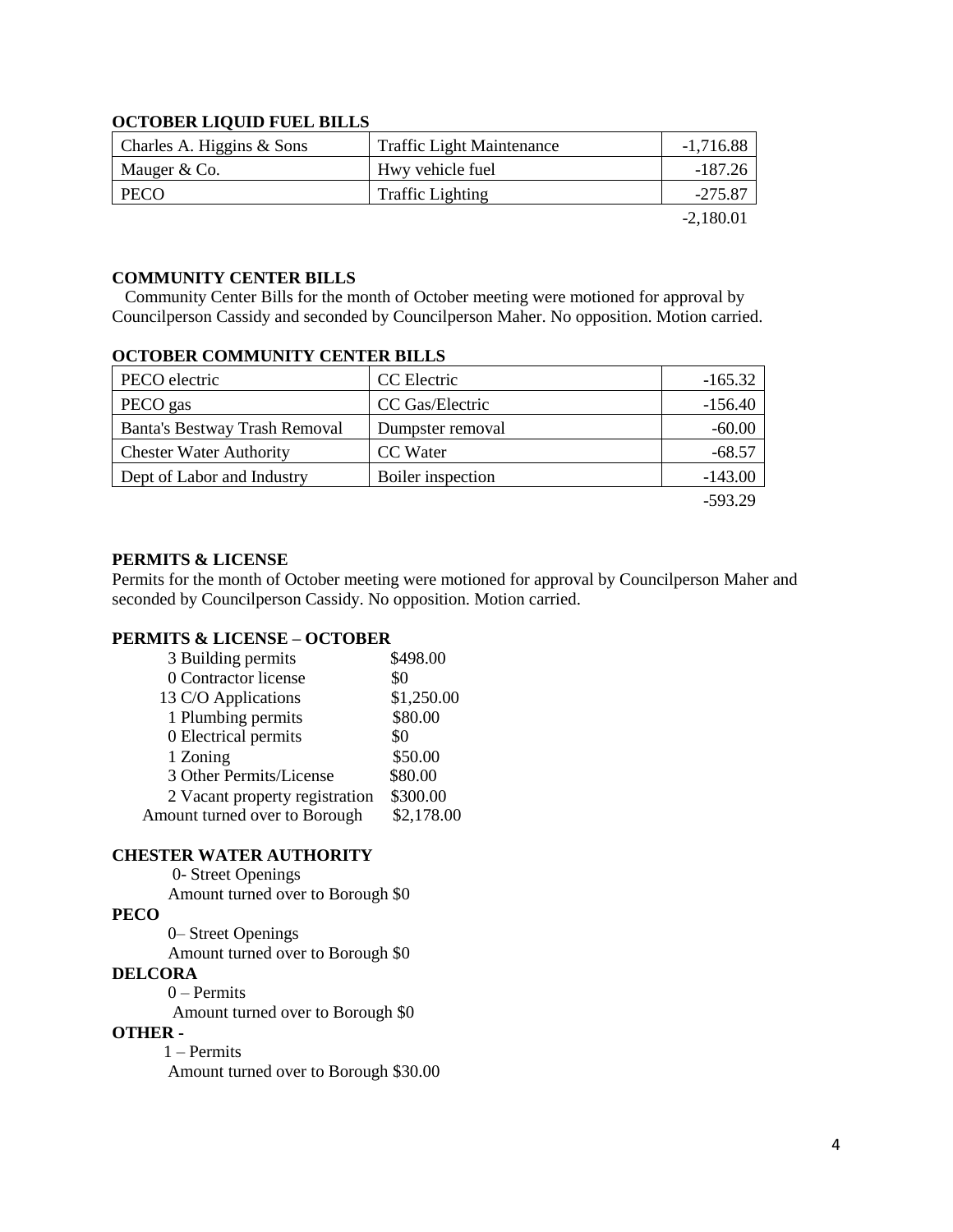**OCTOBER LIQUID FUEL BILLS**

| | | |
|---|---|---|
| Charles A. Higgins & Sons | Traffic Light Maintenance | -1,716.88 |
| Mauger & Co. | Hwy vehicle fuel | -187.26 |
| PECO | Traffic Lighting | -275.87 |
| | | -2,180.01 |

**COMMUNITY CENTER BILLS**

Community Center Bills for the month of October meeting were motioned for approval by Councilperson Cassidy and seconded by Councilperson Maher. No opposition. Motion carried.

**OCTOBER COMMUNITY CENTER BILLS**

| | | |
|---|---|---|
| PECO electric | CC Electric | -165.32 |
| PECO gas | CC Gas/Electric | -156.40 |
| Banta's Bestway Trash Removal | Dumpster removal | -60.00 |
| Chester Water Authority | CC Water | -68.57 |
| Dept of Labor and Industry | Boiler inspection | -143.00 |
| | | -593.29 |

**PERMITS & LICENSE**

Permits for the month of October meeting were motioned for approval by Councilperson Maher and seconded by Councilperson Cassidy. No opposition. Motion carried.

**PERMITS & LICENSE – OCTOBER**

| | |
|---|---|
| 3 Building permits | $498.00 |
| 0 Contractor license | $0 |
| 13 C/O Applications | $1,250.00 |
| 1 Plumbing permits | $80.00 |
| 0 Electrical permits | $0 |
| 1 Zoning | $50.00 |
| 3 Other Permits/License | $80.00 |
| 2 Vacant property registration | $300.00 |
| Amount turned over to Borough | $2,178.00 |

**CHESTER WATER AUTHORITY**

0- Street Openings
Amount turned over to Borough $0

**PECO**

0– Street Openings
Amount turned over to Borough $0

**DELCORA**

0 – Permits
Amount turned over to Borough $0

**OTHER -**

1 – Permits
Amount turned over to Borough $30.00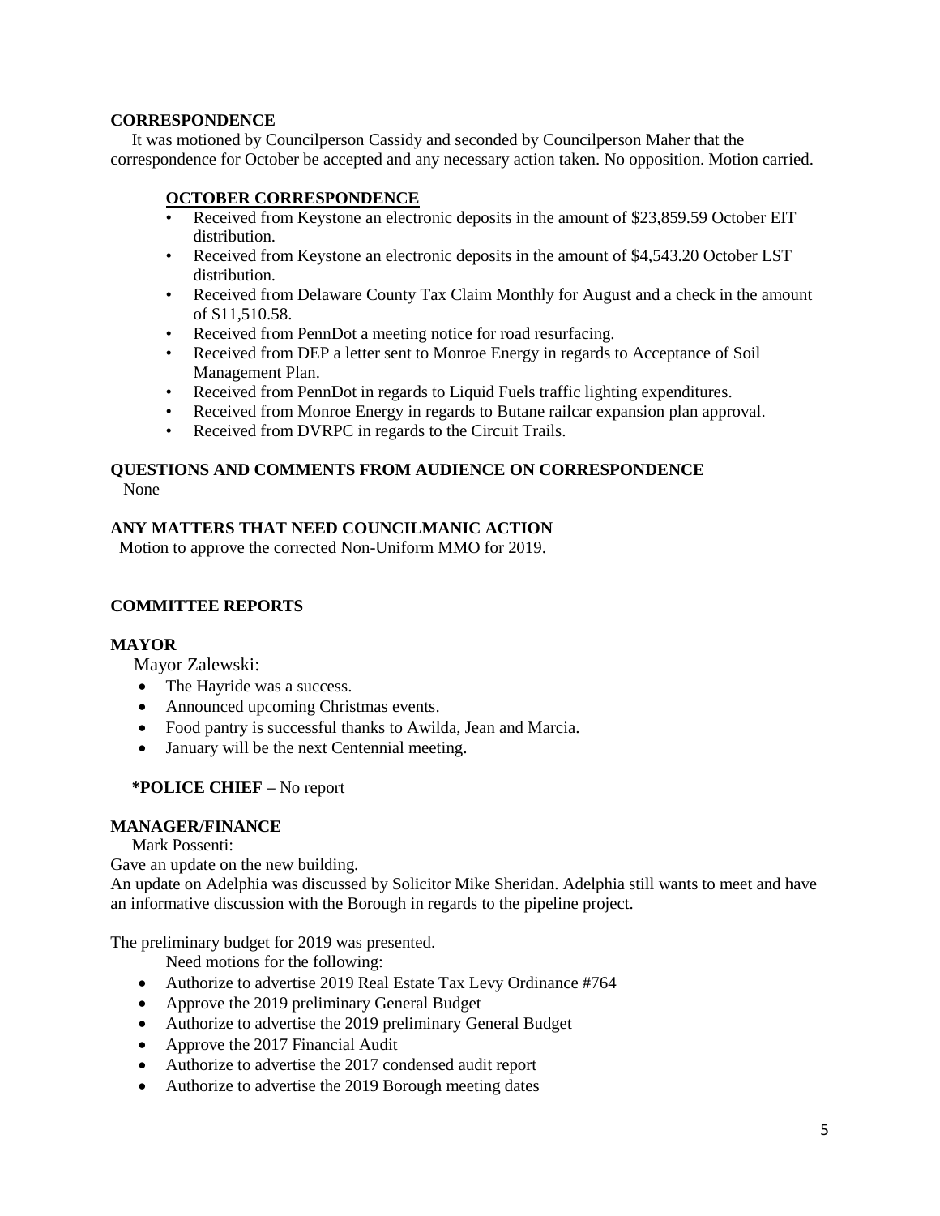**CORRESPONDENCE**

It was motioned by Councilperson Cassidy and seconded by Councilperson Maher that the correspondence for October be accepted and any necessary action taken. No opposition. Motion carried.

**OCTOBER CORRESPONDENCE**

- Received from Keystone an electronic deposits in the amount of $23,859.59 October EIT distribution.
- Received from Keystone an electronic deposits in the amount of $4,543.20 October LST distribution.
- Received from Delaware County Tax Claim Monthly for August and a check in the amount of $11,510.58.
- Received from PennDot a meeting notice for road resurfacing.
- Received from DEP a letter sent to Monroe Energy in regards to Acceptance of Soil Management Plan.
- Received from PennDot in regards to Liquid Fuels traffic lighting expenditures.
- Received from Monroe Energy in regards to Butane railcar expansion plan approval.
- Received from DVRPC in regards to the Circuit Trails.

**QUESTIONS AND COMMENTS FROM AUDIENCE ON CORRESPONDENCE**

None

**ANY MATTERS THAT NEED COUNCILMANIC ACTION**

Motion to approve the corrected Non-Uniform MMO for 2019.

**COMMITTEE REPORTS**

**MAYOR**

Mayor Zalewski:

- The Hayride was a success.
- Announced upcoming Christmas events.
- Food pantry is successful thanks to Awilda, Jean and Marcia.
- January will be the next Centennial meeting.

**\*POLICE CHIEF –** No report

**MANAGER/FINANCE**

Mark Possenti:

Gave an update on the new building.

An update on Adelphia was discussed by Solicitor Mike Sheridan. Adelphia still wants to meet and have an informative discussion with the Borough in regards to the pipeline project.

The preliminary budget for 2019 was presented.

Need motions for the following:

- Authorize to advertise 2019 Real Estate Tax Levy Ordinance #764
- Approve the 2019 preliminary General Budget
- Authorize to advertise the 2019 preliminary General Budget
- Approve the 2017 Financial Audit
- Authorize to advertise the 2017 condensed audit report
- Authorize to advertise the 2019 Borough meeting dates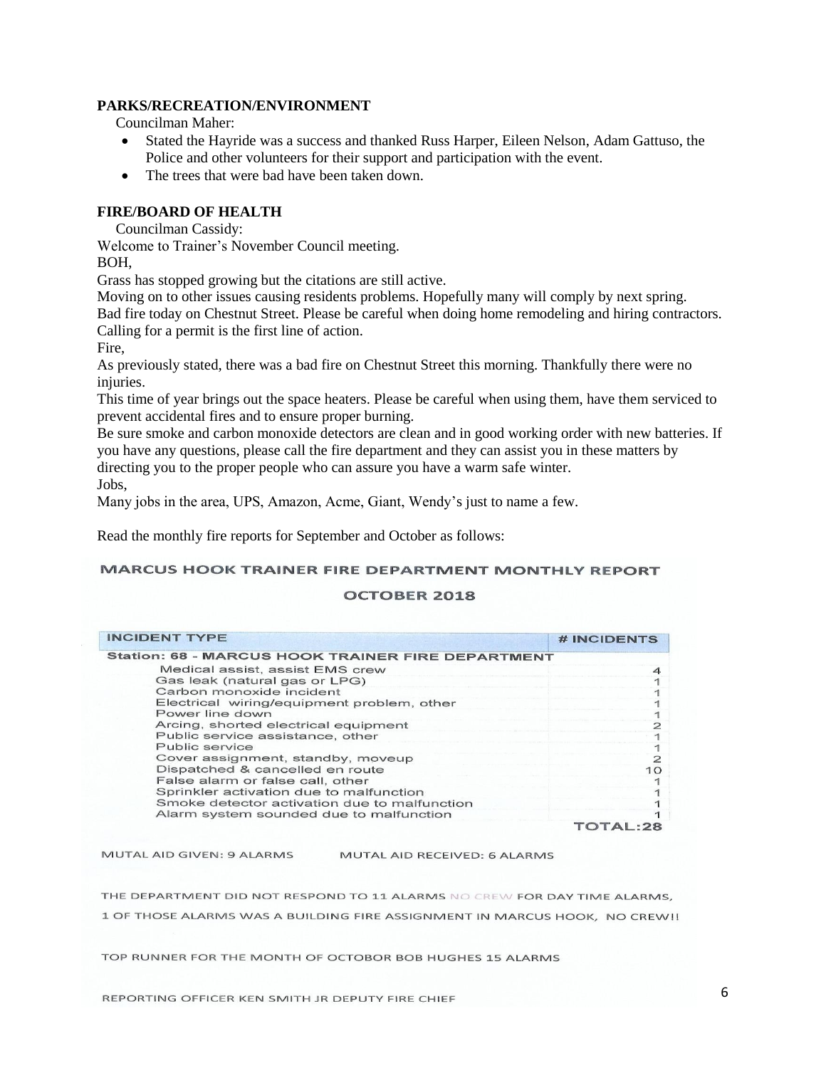**PARKS/RECREATION/ENVIRONMENT**

Councilman Maher:

- Stated the Hayride was a success and thanked Russ Harper, Eileen Nelson, Adam Gattuso, the Police and other volunteers for their support and participation with the event.
- The trees that were bad have been taken down.

**FIRE/BOARD OF HEALTH**

Councilman Cassidy:

Welcome to Trainer's November Council meeting.

BOH,

Grass has stopped growing but the citations are still active.

Moving on to other issues causing residents problems. Hopefully many will comply by next spring.

Bad fire today on Chestnut Street. Please be careful when doing home remodeling and hiring contractors. Calling for a permit is the first line of action.

Fire,

As previously stated, there was a bad fire on Chestnut Street this morning. Thankfully there were no injuries.

This time of year brings out the space heaters. Please be careful when using them, have them serviced to prevent accidental fires and to ensure proper burning.

Be sure smoke and carbon monoxide detectors are clean and in good working order with new batteries. If you have any questions, please call the fire department and they can assist you in these matters by directing you to the proper people who can assure you have a warm safe winter.

Jobs,

Many jobs in the area, UPS, Amazon, Acme, Giant, Wendy's just to name a few.

Read the monthly fire reports for September and October as follows:

**MARCUS HOOK TRAINER FIRE DEPARTMENT MONTHLY REPORT**

**OCTOBER 2018**

| INCIDENT TYPE | # INCIDENTS |
|---|---|
| **Station: 68 - MARCUS HOOK TRAINER FIRE DEPARTMENT** | |
| Medical assist, assist EMS crew | 4 |
| Gas leak (natural gas or LPG) | 1 |
| Carbon monoxide incident | 1 |
| Electrical wiring/equipment problem, other | 1 |
| Power line down | 1 |
| Arcing, shorted electrical equipment | 2 |
| Public service assistance, other | 1 |
| Public service | 1 |
| Cover assignment, standby, moveup | 2 |
| Dispatched & cancelled en route | 10 |
| False alarm or false call, other | 1 |
| Sprinkler activation due to malfunction | 1 |
| Smoke detector activation due to malfunction | 1 |
| Alarm system sounded due to malfunction | 1 |
| | TOTAL:28 |

MUTAL AID GIVEN: 9 ALARMS MUTAL AID RECEIVED: 6 ALARMS

THE DEPARTMENT DID NOT RESPOND TO 11 ALARMS NO CREW FOR DAY TIME ALARMS,

1 OF THOSE ALARMS WAS A BUILDING FIRE ASSIGNMENT IN MARCUS HOOK, NO CREW!!

TOP RUNNER FOR THE MONTH OF OCTOBOR BOB HUGHES 15 ALARMS

REPORTING OFFICER KEN SMITH JR DEPUTY FIRE CHIEF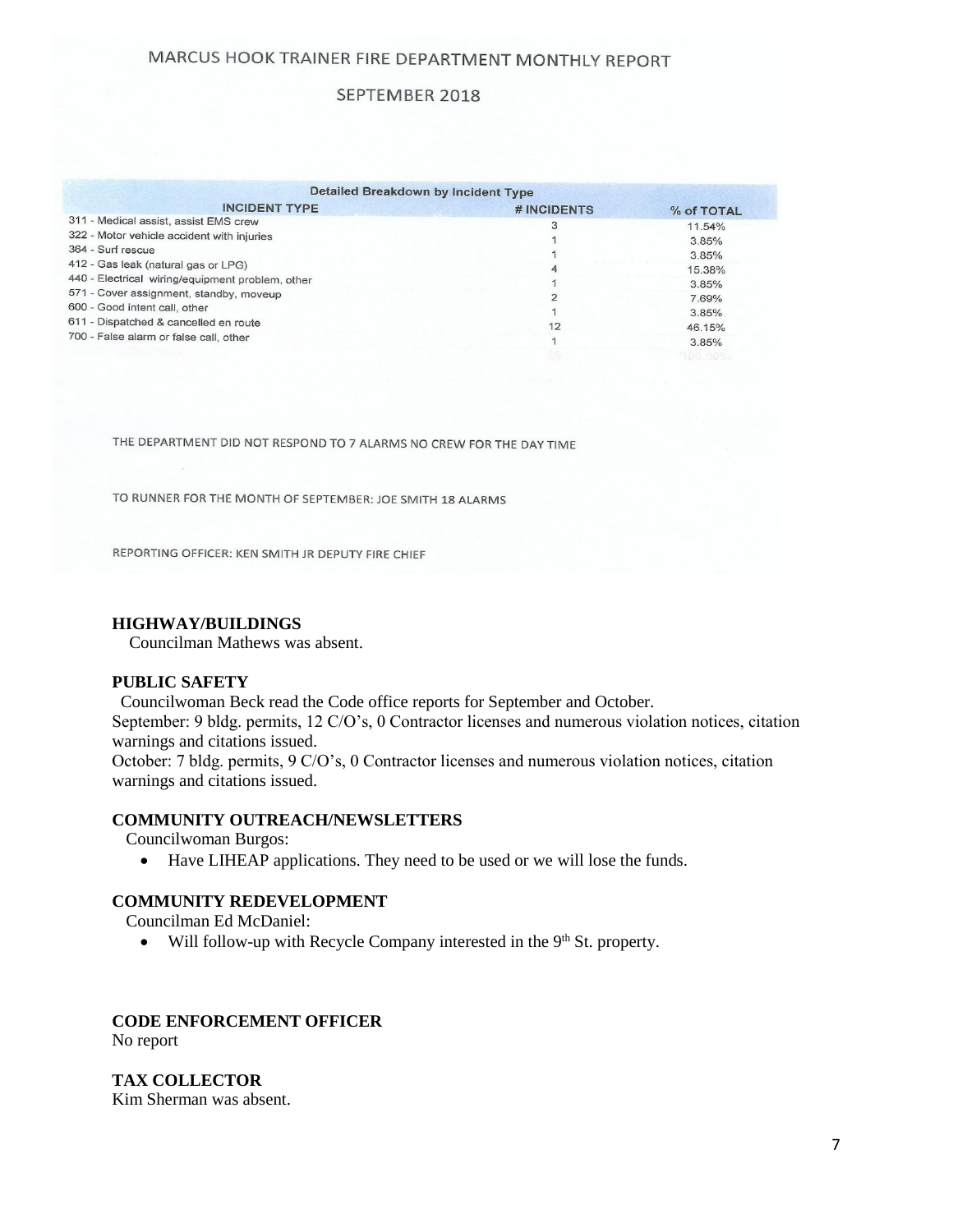# MARCUS HOOK TRAINER FIRE DEPARTMENT MONTHLY REPORT

## SEPTEMBER 2018

**Detailed Breakdown by Incident Type**

| INCIDENT TYPE | # INCIDENTS | % of TOTAL |
|---|---|---|
| 311 - Medical assist, assist EMS crew | 3 | 11.54% |
| 322 - Motor vehicle accident with injuries | 1 | 3.85% |
| 364 - Surf rescue | 1 | 3.85% |
| 412 - Gas leak (natural gas or LPG) | 4 | 15.38% |
| 440 - Electrical wiring/equipment problem, other | 1 | 3.85% |
| 571 - Cover assignment, standby, moveup | 2 | 7.69% |
| 600 - Good intent call, other | 1 | 3.85% |
| 611 - Dispatched & cancelled en route | 12 | 46.15% |
| 700 - False alarm or false call, other | 1 | 3.85% |
| | 26 | 100.00% |

THE DEPARTMENT DID NOT RESPOND TO 7 ALARMS NO CREW FOR THE DAY TIME

TO RUNNER FOR THE MONTH OF SEPTEMBER: JOE SMITH 18 ALARMS

REPORTING OFFICER: KEN SMITH JR DEPUTY FIRE CHIEF

**HIGHWAY/BUILDINGS**

Councilman Mathews was absent.

**PUBLIC SAFETY**

Councilwoman Beck read the Code office reports for September and October.

September: 9 bldg. permits, 12 C/O's, 0 Contractor licenses and numerous violation notices, citation warnings and citations issued.

October: 7 bldg. permits, 9 C/O's, 0 Contractor licenses and numerous violation notices, citation warnings and citations issued.

**COMMUNITY OUTREACH/NEWSLETTERS**

Councilwoman Burgos:

- Have LIHEAP applications. They need to be used or we will lose the funds.

**COMMUNITY REDEVELOPMENT**

Councilman Ed McDaniel:

- Will follow-up with Recycle Company interested in the 9th St. property.

**CODE ENFORCEMENT OFFICER**

No report

**TAX COLLECTOR**

Kim Sherman was absent.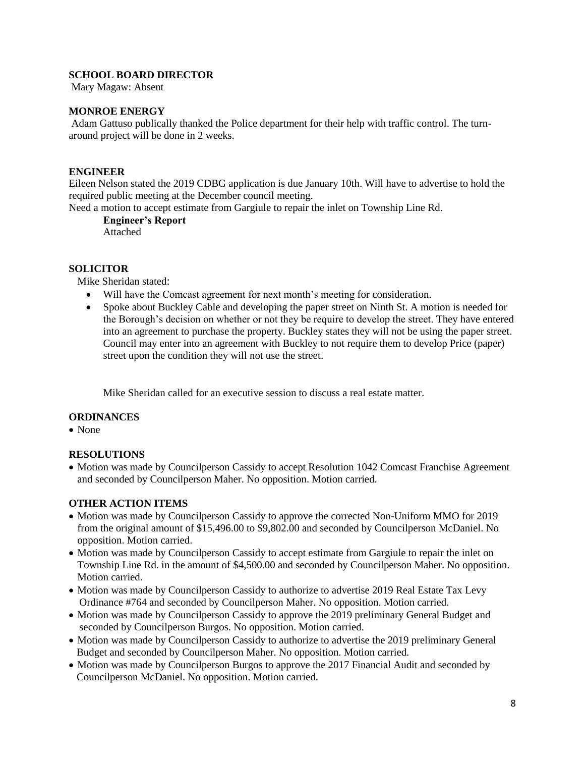### SCHOOL BOARD DIRECTOR

Mary Magaw: Absent

### MONROE ENERGY

Adam Gattuso publically thanked the Police department for their help with traffic control. The turn-around project will be done in 2 weeks.

### ENGINEER

Eileen Nelson stated the 2019 CDBG application is due January 10th. Will have to advertise to hold the required public meeting at the December council meeting.
Need a motion to accept estimate from Gargiule to repair the inlet on Township Line Rd.

**Engineer's Report**
Attached

### SOLICITOR

Mike Sheridan stated:

- Will have the Comcast agreement for next month's meeting for consideration.
- Spoke about Buckley Cable and developing the paper street on Ninth St. A motion is needed for the Borough's decision on whether or not they be require to develop the street. They have entered into an agreement to purchase the property. Buckley states they will not be using the paper street. Council may enter into an agreement with Buckley to not require them to develop Price (paper) street upon the condition they will not use the street.

Mike Sheridan called for an executive session to discuss a real estate matter.

### ORDINANCES

- None

### RESOLUTIONS

- Motion was made by Councilperson Cassidy to accept Resolution 1042 Comcast Franchise Agreement and seconded by Councilperson Maher. No opposition. Motion carried.

### OTHER ACTION ITEMS

- Motion was made by Councilperson Cassidy to approve the corrected Non-Uniform MMO for 2019 from the original amount of $15,496.00 to $9,802.00 and seconded by Councilperson McDaniel. No opposition. Motion carried.
- Motion was made by Councilperson Cassidy to accept estimate from Gargiule to repair the inlet on Township Line Rd. in the amount of $4,500.00 and seconded by Councilperson Maher. No opposition. Motion carried.
- Motion was made by Councilperson Cassidy to authorize to advertise 2019 Real Estate Tax Levy Ordinance #764 and seconded by Councilperson Maher. No opposition. Motion carried.
- Motion was made by Councilperson Cassidy to approve the 2019 preliminary General Budget and seconded by Councilperson Burgos. No opposition. Motion carried.
- Motion was made by Councilperson Cassidy to authorize to advertise the 2019 preliminary General Budget and seconded by Councilperson Maher. No opposition. Motion carried.
- Motion was made by Councilperson Burgos to approve the 2017 Financial Audit and seconded by Councilperson McDaniel. No opposition. Motion carried.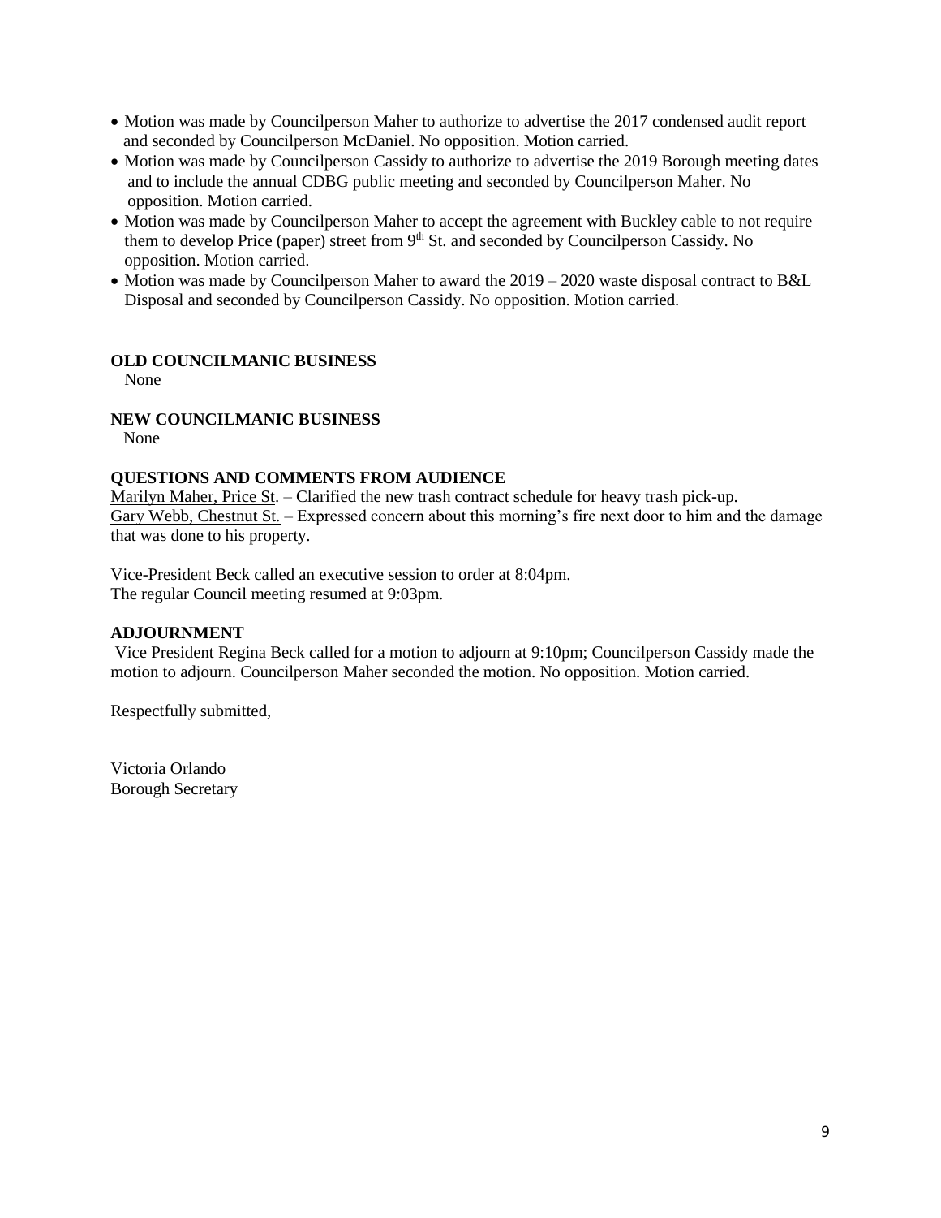- Motion was made by Councilperson Maher to authorize to advertise the 2017 condensed audit report and seconded by Councilperson McDaniel. No opposition. Motion carried.
- Motion was made by Councilperson Cassidy to authorize to advertise the 2019 Borough meeting dates and to include the annual CDBG public meeting and seconded by Councilperson Maher. No opposition. Motion carried.
- Motion was made by Councilperson Maher to accept the agreement with Buckley cable to not require them to develop Price (paper) street from 9th St. and seconded by Councilperson Cassidy. No opposition. Motion carried.
- Motion was made by Councilperson Maher to award the 2019 – 2020 waste disposal contract to B&L Disposal and seconded by Councilperson Cassidy. No opposition. Motion carried.

**OLD COUNCILMANIC BUSINESS**

None

**NEW COUNCILMANIC BUSINESS**

None

**QUESTIONS AND COMMENTS FROM AUDIENCE**

Marilyn Maher, Price St. – Clarified the new trash contract schedule for heavy trash pick-up.
Gary Webb, Chestnut St. – Expressed concern about this morning's fire next door to him and the damage that was done to his property.

Vice-President Beck called an executive session to order at 8:04pm.
The regular Council meeting resumed at 9:03pm.

**ADJOURNMENT**

Vice President Regina Beck called for a motion to adjourn at 9:10pm; Councilperson Cassidy made the motion to adjourn. Councilperson Maher seconded the motion. No opposition. Motion carried.

Respectfully submitted,

Victoria Orlando
Borough Secretary